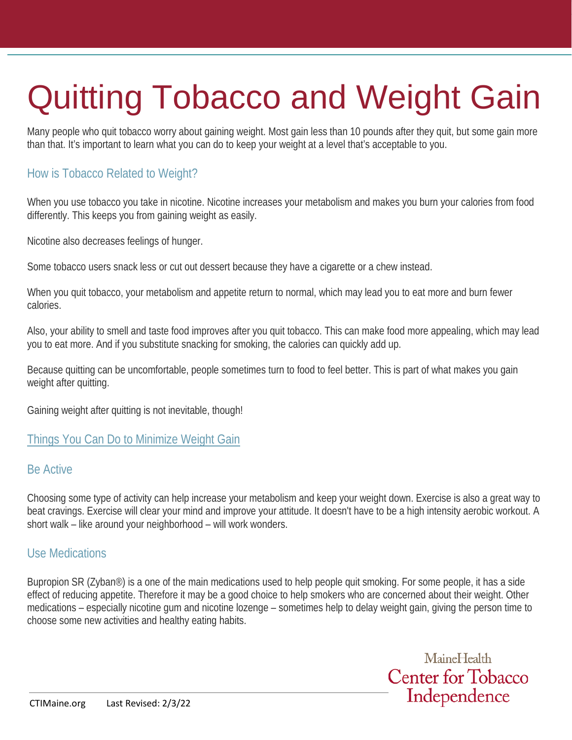# Quitting Tobacco and Weight Gain

Many people who quit tobacco worry about gaining weight. Most gain less than 10 pounds after they quit, but some gain more than that. It's important to learn what you can do to keep your weight at a level that's acceptable to you.

## How is Tobacco Related to Weight?

When you use tobacco you take in nicotine. Nicotine increases your metabolism and makes you burn your calories from food differently. This keeps you from gaining weight as easily.

Nicotine also decreases feelings of hunger.

Some tobacco users snack less or cut out dessert because they have a cigarette or a chew instead.

When you quit tobacco, your metabolism and appetite return to normal, which may lead you to eat more and burn fewer calories.

Also, your ability to smell and taste food improves after you quit tobacco. This can make food more appealing, which may lead you to eat more. And if you substitute snacking for smoking, the calories can quickly add up.

Because quitting can be uncomfortable, people sometimes turn to food to feel better. This is part of what makes you gain weight after quitting.

Gaining weight after quitting is not inevitable, though!

## Things You Can Do to Minimize Weight Gain

### Be Active

Choosing some type of activity can help increase your metabolism and keep your weight down. Exercise is also a great way to beat cravings. Exercise will clear your mind and improve your attitude. It doesn't have to be a high intensity aerobic workout. A short walk – like around your neighborhood – will work wonders.

### Use Medications

Bupropion SR (Zyban®) is a one of the main medications used to help people quit smoking. For some people, it has a side effect of reducing appetite. Therefore it may be a good choice to help smokers who are concerned about their weight. Other medications – especially nicotine gum and nicotine lozenge – sometimes help to delay weight gain, giving the person time to choose some new activities and healthy eating habits.

MaineHealth Center for Tobacco Independence

CTIMaine.org Last Revised: 2/3/22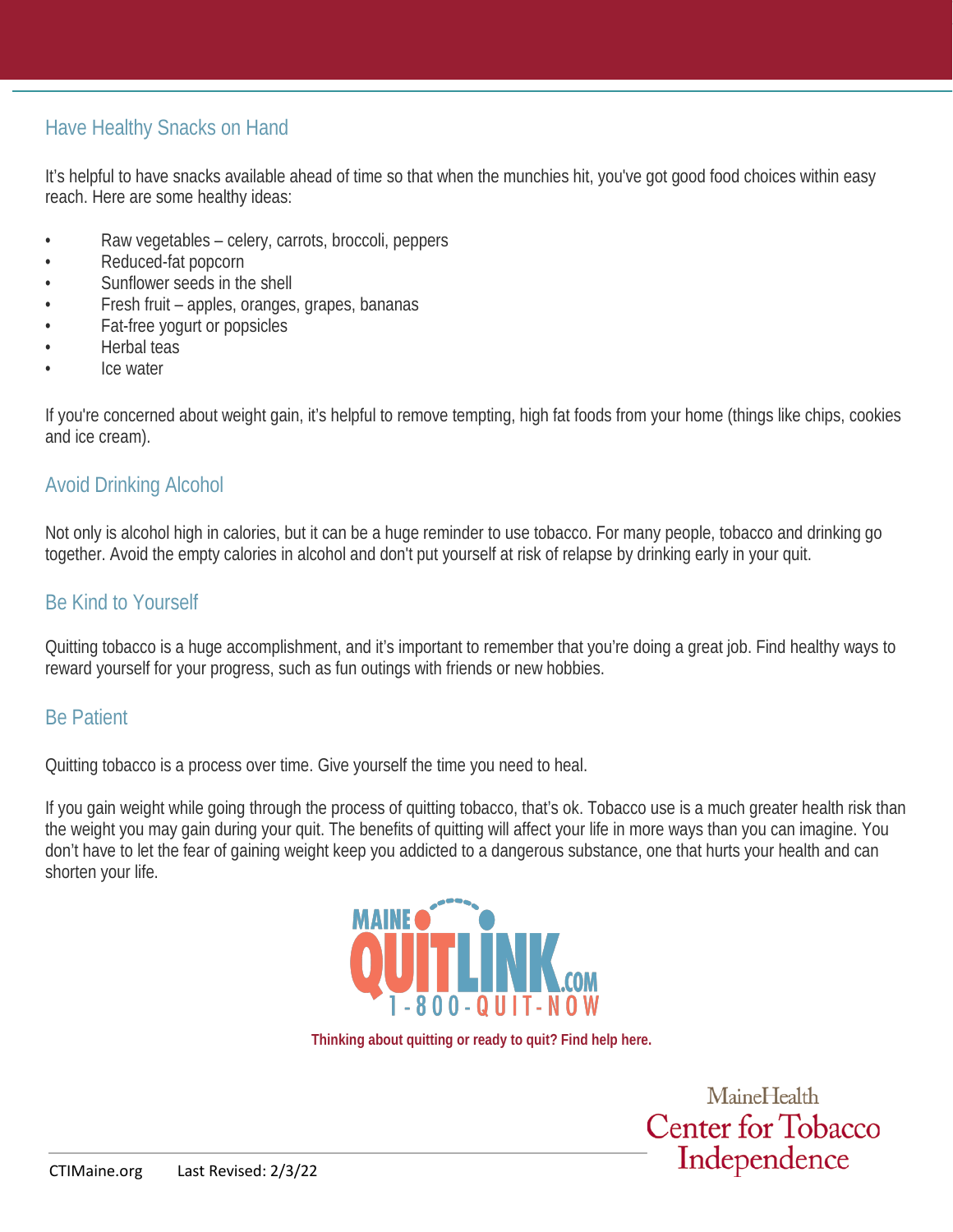## Have Healthy Snacks on Hand

It's helpful to have snacks available ahead of time so that when the munchies hit, you've got good food choices within easy reach. Here are some healthy ideas:

- Raw vegetables – celery, carrots, broccoli, peppers
- Reduced-fat popcorn
- Sunflower seeds in the shell
- Fresh fruit – apples, oranges, grapes, bananas
- Fat-free yogurt or popsicles
- Herbal teas
- Ice water

If you're concerned about weight gain, it's helpful to remove tempting, high fat foods from your home (things like chips, cookies and ice cream).

## Avoid Drinking Alcohol

Not only is alcohol high in calories, but it can be a huge reminder to use tobacco. For many people, tobacco and drinking go together. Avoid the empty calories in alcohol and don't put yourself at risk of relapse by drinking early in your quit.

## Be Kind to Yourself

Quitting tobacco is a huge accomplishment, and it's important to remember that you're doing a great job. Find healthy ways to reward yourself for your progress, such as fun outings with friends or new hobbies.

## Be Patient

Quitting tobacco is a process over time. Give yourself the time you need to heal.

If you gain weight while going through the process of quitting tobacco, that's ok. Tobacco use is a much greater health risk than the weight you may gain during your quit. The benefits of quitting will affect your life in more ways than you can imagine. You don't have to let the fear of gaining weight keep you addicted to a dangerous substance, one that hurts your health and can shorten your life.

MAINE QUITLINK.COM
1-800-QUIT-NOW

**Thinking about quitting or ready to quit? Find help here.**

MaineHealth Center for Tobacco Independence

CTIMaine.org Last Revised: 2/3/22